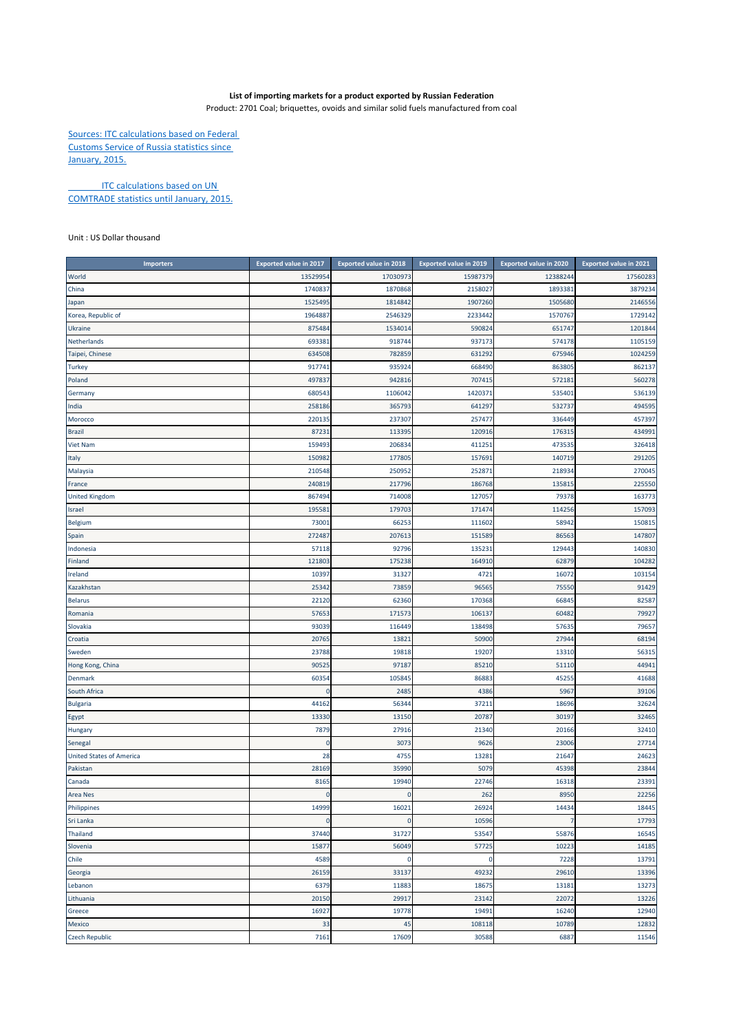**List of importing markets for a product exported by Russian Federation**

Product: 2701 Coal; briquettes, ovoids and similar solid fuels manufactured from coal

Sources: ITC calculations based on Federal Customs Service of Russia statistics since January, 2015.

ITC calculations based on UN COMTRADE statistics until January, 2015.

Unit : US Dollar thousand

| Importers | Exported value in 2017 | Exported value in 2018 | Exported value in 2019 | Exported value in 2020 | Exported value in 2021 |
|---|---|---|---|---|---|
| World | 13529954 | 17030973 | 15987379 | 12388244 | 17560283 |
| China | 1740837 | 1870868 | 2158027 | 1893381 | 3879234 |
| Japan | 1525495 | 1814842 | 1907260 | 1505680 | 2146556 |
| Korea, Republic of | 1964887 | 2546329 | 2233442 | 1570767 | 1729142 |
| Ukraine | 875484 | 1534014 | 590824 | 651747 | 1201844 |
| Netherlands | 693381 | 918744 | 937173 | 574178 | 1105159 |
| Taipei, Chinese | 634508 | 782859 | 631292 | 675946 | 1024259 |
| Turkey | 917741 | 935924 | 668490 | 863805 | 862137 |
| Poland | 497837 | 942816 | 707415 | 572181 | 560278 |
| Germany | 680543 | 1106042 | 1420371 | 535401 | 536139 |
| India | 258186 | 365793 | 641297 | 532737 | 494595 |
| Morocco | 220135 | 237307 | 257477 | 336449 | 457397 |
| Brazil | 87231 | 113395 | 120916 | 176315 | 434991 |
| Viet Nam | 159493 | 206834 | 411251 | 473535 | 326418 |
| Italy | 150982 | 177805 | 157691 | 140719 | 291205 |
| Malaysia | 210548 | 250952 | 252871 | 218934 | 270045 |
| France | 240819 | 217796 | 186768 | 135815 | 225550 |
| United Kingdom | 867494 | 714008 | 127057 | 79378 | 163773 |
| Israel | 195581 | 179703 | 171474 | 114256 | 157093 |
| Belgium | 73001 | 66253 | 111602 | 58942 | 150815 |
| Spain | 272487 | 207613 | 151589 | 86563 | 147807 |
| Indonesia | 57118 | 92796 | 135231 | 129443 | 140830 |
| Finland | 121803 | 175238 | 164910 | 62879 | 104282 |
| Ireland | 10397 | 31327 | 4721 | 16072 | 103154 |
| Kazakhstan | 25342 | 73859 | 96565 | 75550 | 91429 |
| Belarus | 22120 | 62360 | 170368 | 66845 | 82587 |
| Romania | 57653 | 171573 | 106137 | 60482 | 79927 |
| Slovakia | 93039 | 116449 | 138498 | 57635 | 79657 |
| Croatia | 20765 | 13821 | 50900 | 27944 | 68194 |
| Sweden | 23788 | 19818 | 19207 | 13310 | 56315 |
| Hong Kong, China | 90525 | 97187 | 85210 | 51110 | 44941 |
| Denmark | 60354 | 105845 | 86883 | 45255 | 41688 |
| South Africa | 0 | 2485 | 4386 | 5967 | 39106 |
| Bulgaria | 44162 | 56344 | 37211 | 18696 | 32624 |
| Egypt | 13330 | 13150 | 20787 | 30197 | 32465 |
| Hungary | 7879 | 27916 | 21340 | 20166 | 32410 |
| Senegal | 0 | 3073 | 9626 | 23006 | 27714 |
| United States of America | 28 | 4755 | 13281 | 21647 | 24623 |
| Pakistan | 28169 | 35990 | 5079 | 45398 | 23844 |
| Canada | 8165 | 19940 | 22746 | 16318 | 23391 |
| Area Nes | 0 | 0 | 262 | 8950 | 22256 |
| Philippines | 14999 | 16021 | 26924 | 14434 | 18445 |
| Sri Lanka | 0 | 0 | 10596 | 7 | 17793 |
| Thailand | 37440 | 31727 | 53547 | 55876 | 16545 |
| Slovenia | 15877 | 56049 | 57725 | 10223 | 14185 |
| Chile | 4589 | 0 | 0 | 7228 | 13791 |
| Georgia | 26159 | 33137 | 49232 | 29610 | 13396 |
| Lebanon | 6379 | 11883 | 18675 | 13181 | 13273 |
| Lithuania | 20150 | 29917 | 23142 | 22072 | 13226 |
| Greece | 16927 | 19778 | 19491 | 16240 | 12940 |
| Mexico | 33 | 45 | 108118 | 10789 | 12832 |
| Czech Republic | 7161 | 17609 | 30588 | 6887 | 11546 |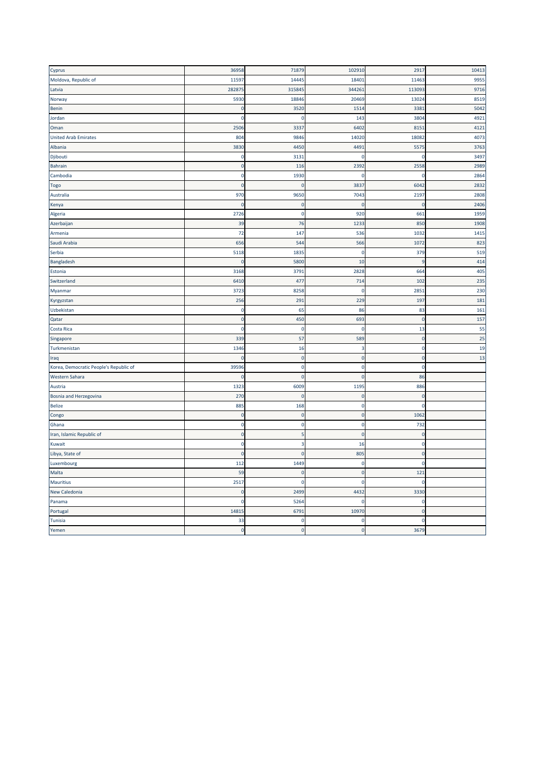| | | | | | |
|---|---|---|---|---|---|
| Cyprus | 36958 | 71879 | 102910 | 2917 | 10413 |
| Moldova, Republic of | 11597 | 14445 | 18401 | 11463 | 9955 |
| Latvia | 282875 | 315845 | 344261 | 113093 | 9716 |
| Norway | 5930 | 18846 | 20469 | 13024 | 8519 |
| Benin | 0 | 3520 | 1514 | 3381 | 5042 |
| Jordan | 0 | 0 | 143 | 3804 | 4921 |
| Oman | 2506 | 3337 | 6402 | 8151 | 4121 |
| United Arab Emirates | 804 | 9846 | 14020 | 18082 | 4073 |
| Albania | 3830 | 4450 | 4491 | 5575 | 3763 |
| Djibouti | 0 | 3131 | 0 | 0 | 3497 |
| Bahrain | 0 | 116 | 2392 | 2558 | 2989 |
| Cambodia | 0 | 1930 | 0 | 0 | 2864 |
| Togo | 0 | 0 | 3837 | 6042 | 2832 |
| Australia | 970 | 9650 | 7043 | 2197 | 2808 |
| Kenya | 0 | 0 | 0 | 0 | 2406 |
| Algeria | 2726 | 0 | 920 | 661 | 1959 |
| Azerbaijan | 39 | 76 | 1233 | 850 | 1908 |
| Armenia | 72 | 147 | 536 | 1032 | 1415 |
| Saudi Arabia | 656 | 544 | 566 | 1072 | 823 |
| Serbia | 5118 | 1835 | 0 | 379 | 519 |
| Bangladesh | 0 | 5800 | 10 | 9 | 414 |
| Estonia | 3168 | 3791 | 2828 | 664 | 405 |
| Switzerland | 6410 | 477 | 714 | 102 | 235 |
| Myanmar | 3723 | 8258 | 0 | 2851 | 230 |
| Kyrgyzstan | 256 | 291 | 229 | 197 | 181 |
| Uzbekistan | 0 | 65 | 86 | 83 | 161 |
| Qatar | 0 | 450 | 693 | 0 | 157 |
| Costa Rica | 0 | 0 | 0 | 13 | 55 |
| Singapore | 339 | 57 | 589 | 0 | 25 |
| Turkmenistan | 1346 | 16 | 3 | 0 | 19 |
| Iraq | 0 | 0 | 0 | 0 | 13 |
| Korea, Democratic People's Republic of | 39596 | 0 | 0 | 0 | |
| Western Sahara | 0 | 0 | 0 | 86 | |
| Austria | 1323 | 6009 | 1195 | 886 | |
| Bosnia and Herzegovina | 270 | 0 | 0 | 0 | |
| Belize | 885 | 168 | 0 | 0 | |
| Congo | 0 | 0 | 0 | 1062 | |
| Ghana | 0 | 0 | 0 | 732 | |
| Iran, Islamic Republic of | 0 | 5 | 0 | 0 | |
| Kuwait | 0 | 3 | 16 | 0 | |
| Libya, State of | 0 | 0 | 805 | 0 | |
| Luxembourg | 112 | 1449 | 0 | 0 | |
| Malta | 59 | 0 | 0 | 121 | |
| Mauritius | 2517 | 0 | 0 | 0 | |
| New Caledonia | 0 | 2499 | 4432 | 3330 | |
| Panama | 0 | 5264 | 0 | 0 | |
| Portugal | 14815 | 6791 | 10970 | 0 | |
| Tunisia | 33 | 0 | 0 | 0 | |
| Yemen | 0 | 0 | 0 | 3679 | |